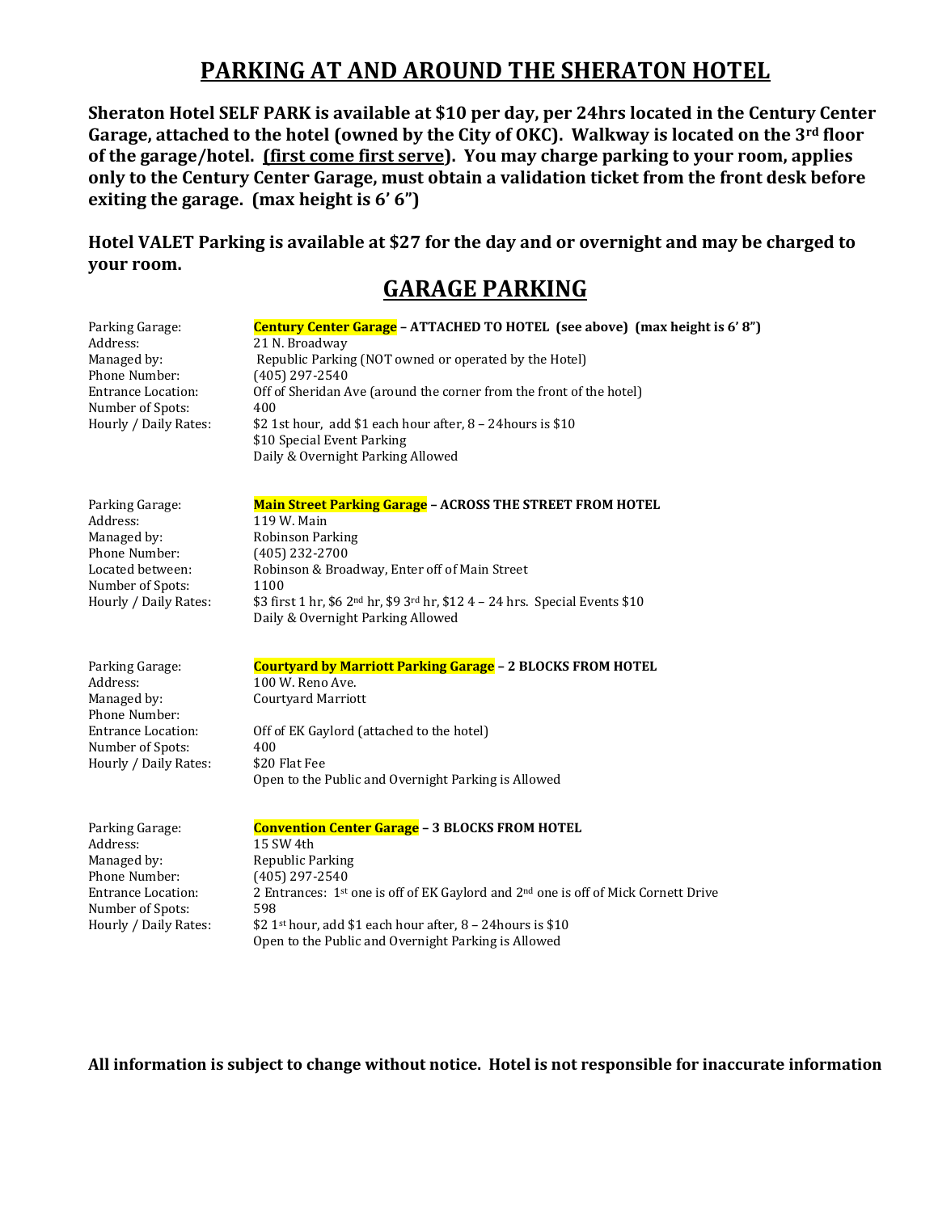# PARKING AT AND AROUND THE SHERATON HOTEL

**Sheraton Hotel SELF PARK is available at $10 per day, per 24hrs located in the Century Center Garage, attached to the hotel (owned by the City of OKC). Walkway is located on the 3rd floor of the garage/hotel. (<u>first come first serve</u>). You may charge parking to your room, applies only to the Century Center Garage, must obtain a validation ticket from the front desk before exiting the garage. (max height is 6' 6")**

**Hotel VALET Parking is available at $27 for the day and or overnight and may be charged to your room.**

## GARAGE PARKING

| | |
|---|---|
| Parking Garage: | **Century Center Garage – ATTACHED TO HOTEL (see above) (max height is 6' 8")** |
| Address: | 21 N. Broadway |
| Managed by: | Republic Parking (NOT owned or operated by the Hotel) |
| Phone Number: | (405) 297-2540 |
| Entrance Location: | Off of Sheridan Ave (around the corner from the front of the hotel) |
| Number of Spots: | 400 |
| Hourly / Daily Rates: | $2 1st hour, add $1 each hour after, 8 – 24hours is $10<br>$10 Special Event Parking<br>Daily & Overnight Parking Allowed |

| | |
|---|---|
| Parking Garage: | **Main Street Parking Garage – ACROSS THE STREET FROM HOTEL** |
| Address: | 119 W. Main |
| Managed by: | Robinson Parking |
| Phone Number: | (405) 232-2700 |
| Located between: | Robinson & Broadway, Enter off of Main Street |
| Number of Spots: | 1100 |
| Hourly / Daily Rates: | $3 first 1 hr, $6 2nd hr, $9 3rd hr, $12 4 – 24 hrs. Special Events $10<br>Daily & Overnight Parking Allowed |

| | |
|---|---|
| Parking Garage: | **Courtyard by Marriott Parking Garage – 2 BLOCKS FROM HOTEL** |
| Address: | 100 W. Reno Ave. |
| Managed by: | Courtyard Marriott |
| Phone Number: | |
| Entrance Location: | Off of EK Gaylord (attached to the hotel) |
| Number of Spots: | 400 |
| Hourly / Daily Rates: | $20 Flat Fee<br>Open to the Public and Overnight Parking is Allowed |

| | |
|---|---|
| Parking Garage: | **Convention Center Garage – 3 BLOCKS FROM HOTEL** |
| Address: | 15 SW 4th |
| Managed by: | Republic Parking |
| Phone Number: | (405) 297-2540 |
| Entrance Location: | 2 Entrances: 1st one is off of EK Gaylord and 2nd one is off of Mick Cornett Drive |
| Number of Spots: | 598 |
| Hourly / Daily Rates: | $2 1st hour, add $1 each hour after, 8 – 24hours is $10<br>Open to the Public and Overnight Parking is Allowed |

**All information is subject to change without notice. Hotel is not responsible for inaccurate information**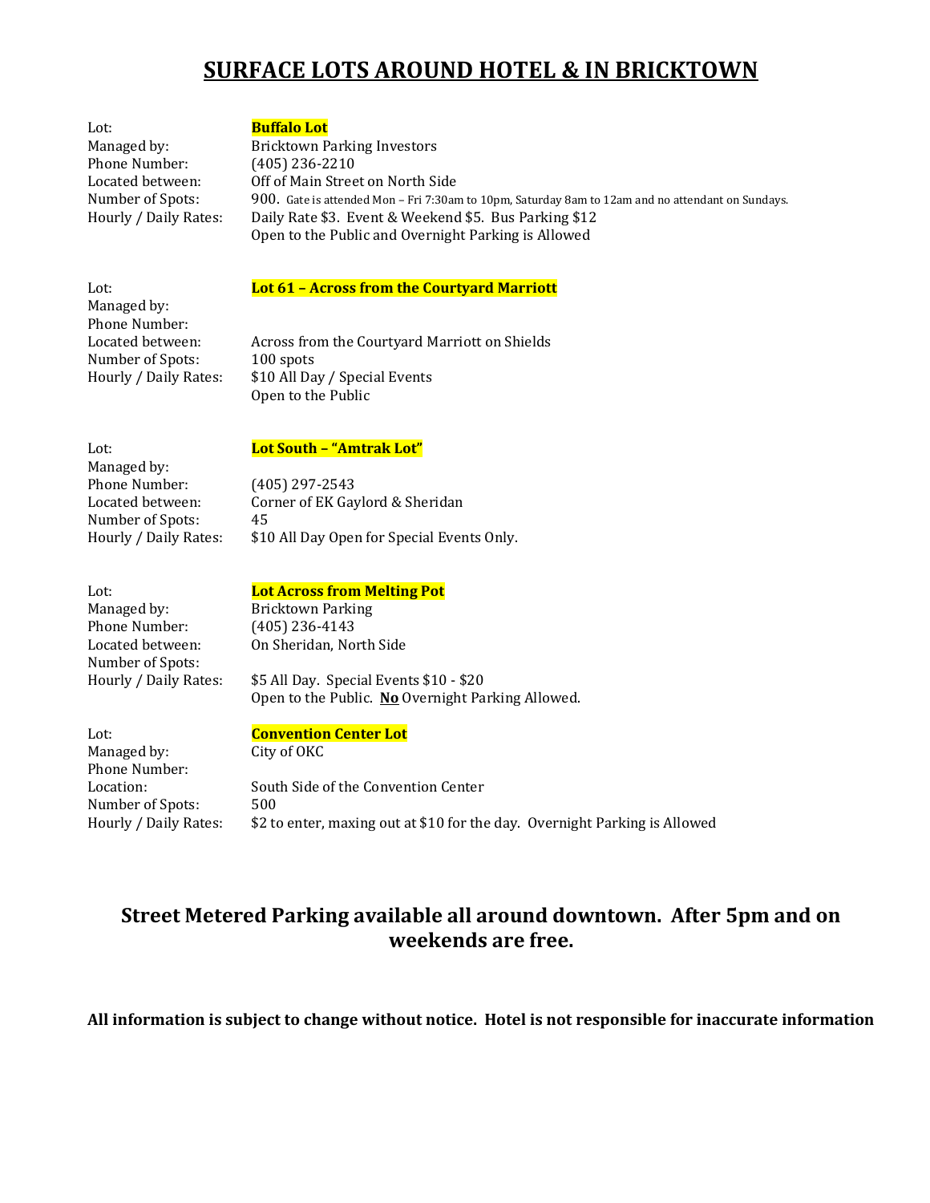# SURFACE LOTS AROUND HOTEL & IN BRICKTOWN

| | |
|---|---|
| Lot: | **Buffalo Lot** |
| Managed by: | Bricktown Parking Investors |
| Phone Number: | (405) 236-2210 |
| Located between: | Off of Main Street on North Side |
| Number of Spots: | 900. Gate is attended Mon – Fri 7:30am to 10pm, Saturday 8am to 12am and no attendant on Sundays. |
| Hourly / Daily Rates: | Daily Rate $3. Event & Weekend $5. Bus Parking $12<br>Open to the Public and Overnight Parking is Allowed |

| | |
|---|---|
| Lot: | **Lot 61 – Across from the Courtyard Marriott** |
| Managed by: | |
| Phone Number: | |
| Located between: | Across from the Courtyard Marriott on Shields |
| Number of Spots: | 100 spots |
| Hourly / Daily Rates: | $10 All Day / Special Events<br>Open to the Public |

| | |
|---|---|
| Lot: | **Lot South – "Amtrak Lot"** |
| Managed by: | |
| Phone Number: | (405) 297-2543 |
| Located between: | Corner of EK Gaylord & Sheridan |
| Number of Spots: | 45 |
| Hourly / Daily Rates: | $10 All Day Open for Special Events Only. |

| | |
|---|---|
| Lot: | **Lot Across from Melting Pot** |
| Managed by: | Bricktown Parking |
| Phone Number: | (405) 236-4143 |
| Located between: | On Sheridan, North Side |
| Number of Spots: | |
| Hourly / Daily Rates: | $5 All Day. Special Events $10 - $20<br>Open to the Public. **No** Overnight Parking Allowed. |

| | |
|---|---|
| Lot: | **Convention Center Lot** |
| Managed by: | City of OKC |
| Phone Number: | |
| Location: | South Side of the Convention Center |
| Number of Spots: | 500 |
| Hourly / Daily Rates: | $2 to enter, maxing out at $10 for the day. Overnight Parking is Allowed |

## Street Metered Parking available all around downtown. After 5pm and on weekends are free.

**All information is subject to change without notice. Hotel is not responsible for inaccurate information**